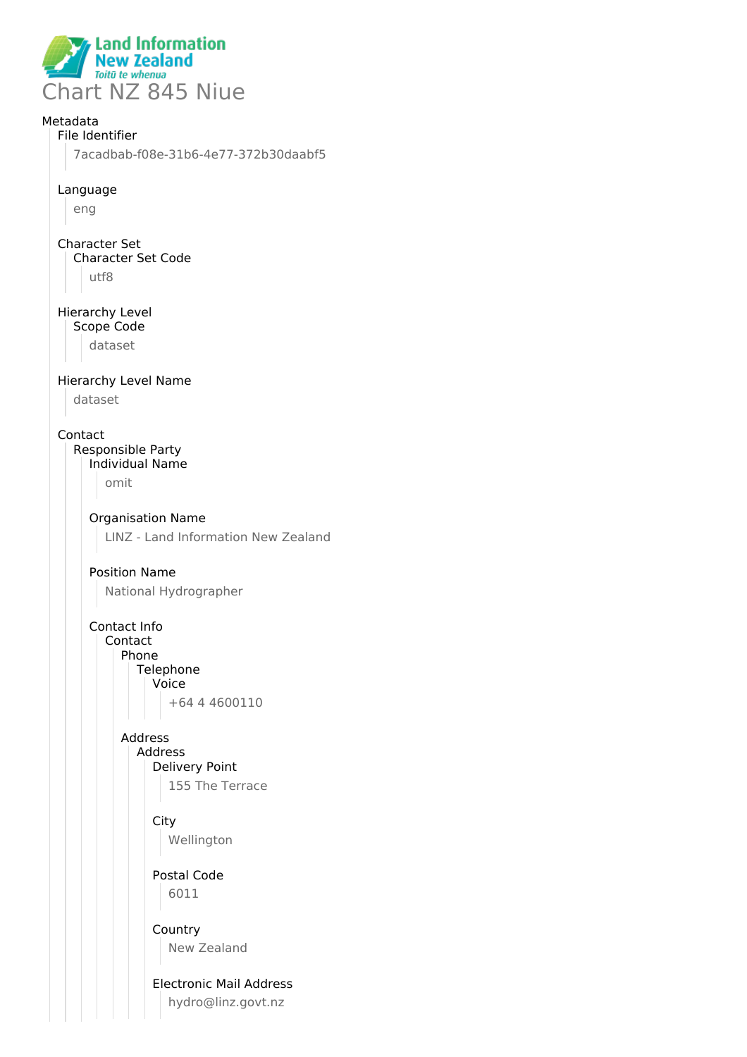Land Information New Zealand
*Toitū te whenua*

# Chart NZ 845 Niue

Metadata

- File Identifier
  - 7acadbab-f08e-31b6-4e77-372b30daabf5
- Language
  - eng
- Character Set
  - Character Set Code
    - utf8
- Hierarchy Level
  - Scope Code
    - dataset
- Hierarchy Level Name
  - dataset
- Contact
  - Responsible Party
    - Individual Name
      - omit
    - Organisation Name
      - LINZ - Land Information New Zealand
    - Position Name
      - National Hydrographer
    - Contact Info
      - Contact
        - Phone
          - Telephone
            - Voice
              - +64 4 4600110
        - Address
          - Address
            - Delivery Point
              - 155 The Terrace
            - City
              - Wellington
            - Postal Code
              - 6011
            - Country
              - New Zealand
            - Electronic Mail Address
              - hydro@linz.govt.nz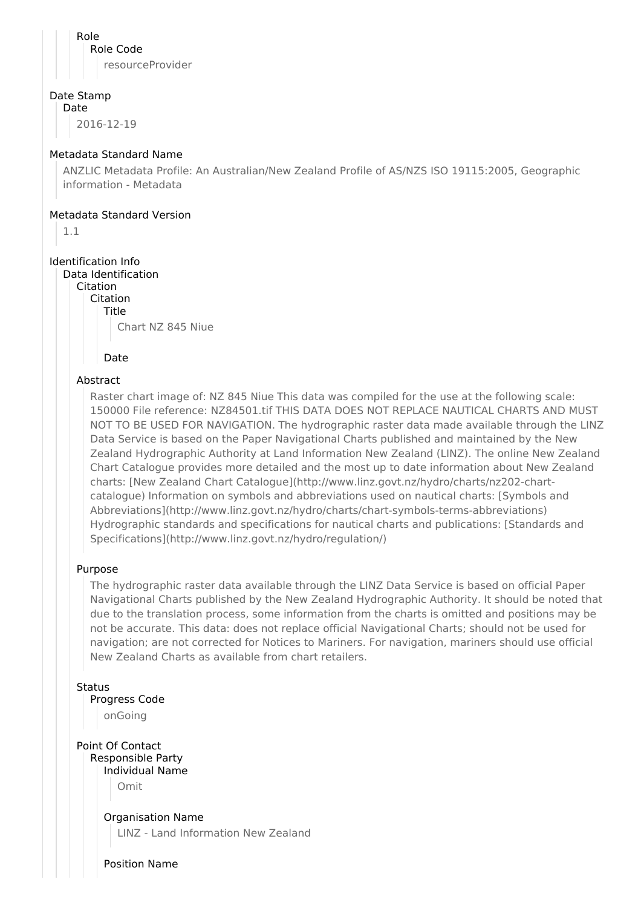Role

Role Code

resourceProvider

Date Stamp

Date

2016-12-19

Metadata Standard Name

ANZLIC Metadata Profile: An Australian/New Zealand Profile of AS/NZS ISO 19115:2005, Geographic information - Metadata

Metadata Standard Version

1.1

Identification Info

Data Identification

Citation

Citation

Title

Chart NZ 845 Niue

Date

Abstract

Raster chart image of: NZ 845 Niue This data was compiled for the use at the following scale: 150000 File reference: NZ84501.tif THIS DATA DOES NOT REPLACE NAUTICAL CHARTS AND MUST NOT TO BE USED FOR NAVIGATION. The hydrographic raster data made available through the LINZ Data Service is based on the Paper Navigational Charts published and maintained by the New Zealand Hydrographic Authority at Land Information New Zealand (LINZ). The online New Zealand Chart Catalogue provides more detailed and the most up to date information about New Zealand charts: [New Zealand Chart Catalogue](http://www.linz.govt.nz/hydro/charts/nz202-chart-catalogue) Information on symbols and abbreviations used on nautical charts: [Symbols and Abbreviations](http://www.linz.govt.nz/hydro/charts/chart-symbols-terms-abbreviations) Hydrographic standards and specifications for nautical charts and publications: [Standards and Specifications](http://www.linz.govt.nz/hydro/regulation/)

Purpose

The hydrographic raster data available through the LINZ Data Service is based on official Paper Navigational Charts published by the New Zealand Hydrographic Authority. It should be noted that due to the translation process, some information from the charts is omitted and positions may be not be accurate. This data: does not replace official Navigational Charts; should not be used for navigation; are not corrected for Notices to Mariners. For navigation, mariners should use official New Zealand Charts as available from chart retailers.

Status

Progress Code

onGoing

Point Of Contact

Responsible Party

Individual Name

Omit

Organisation Name

LINZ - Land Information New Zealand

Position Name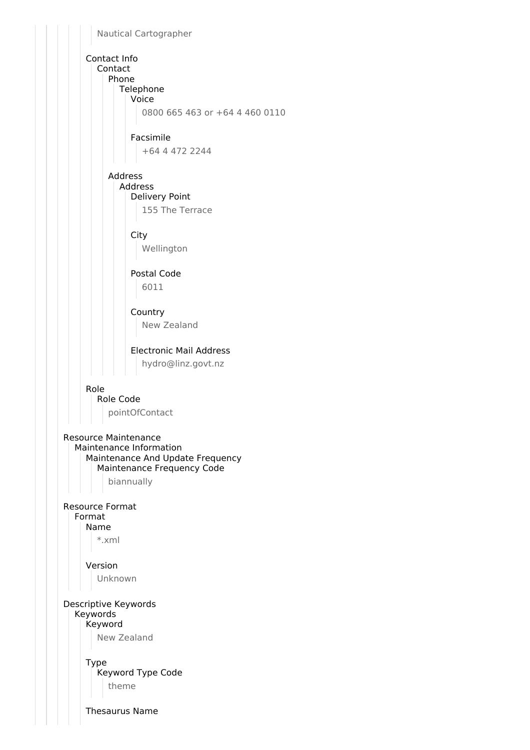Nautical Cartographer

Contact Info
Contact
Phone
Telephone
Voice

0800 665 463 or +64 4 460 0110

Facsimile

+64 4 472 2244

Address
Address
Delivery Point

155 The Terrace

City

Wellington

Postal Code

6011

Country

New Zealand

Electronic Mail Address

hydro@linz.govt.nz

Role
Role Code

pointOfContact

Resource Maintenance
Maintenance Information
Maintenance And Update Frequency
Maintenance Frequency Code

biannually

Resource Format
Format
Name

*.xml

Version

Unknown

Descriptive Keywords
Keywords
Keyword

New Zealand

Type
Keyword Type Code

theme

Thesaurus Name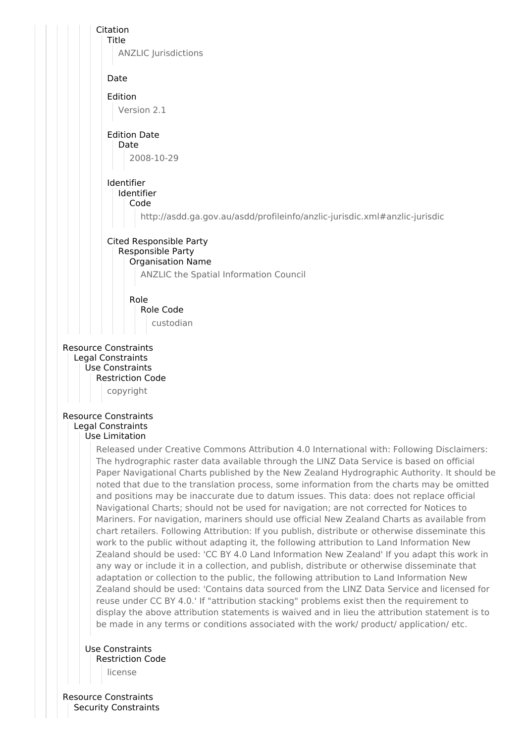Citation

Title

ANZLIC Jurisdictions

Date

Edition

Version 2.1

Edition Date

Date

2008-10-29

Identifier

Identifier

Code

http://asdd.ga.gov.au/asdd/profileinfo/anzlic-jurisdic.xml#anzlic-jurisdic

Cited Responsible Party

Responsible Party

Organisation Name

ANZLIC the Spatial Information Council

Role

Role Code

custodian

Resource Constraints

Legal Constraints

Use Constraints

Restriction Code

copyright

Resource Constraints

Legal Constraints

Use Limitation

Released under Creative Commons Attribution 4.0 International with: Following Disclaimers: The hydrographic raster data available through the LINZ Data Service is based on official Paper Navigational Charts published by the New Zealand Hydrographic Authority. It should be noted that due to the translation process, some information from the charts may be omitted and positions may be inaccurate due to datum issues. This data: does not replace official Navigational Charts; should not be used for navigation; are not corrected for Notices to Mariners. For navigation, mariners should use official New Zealand Charts as available from chart retailers. Following Attribution: If you publish, distribute or otherwise disseminate this work to the public without adapting it, the following attribution to Land Information New Zealand should be used: 'CC BY 4.0 Land Information New Zealand' If you adapt this work in any way or include it in a collection, and publish, distribute or otherwise disseminate that adaptation or collection to the public, the following attribution to Land Information New Zealand should be used: 'Contains data sourced from the LINZ Data Service and licensed for reuse under CC BY 4.0.' If "attribution stacking" problems exist then the requirement to display the above attribution statements is waived and in lieu the attribution statement is to be made in any terms or conditions associated with the work/ product/ application/ etc.

Use Constraints

Restriction Code

license

Resource Constraints

Security Constraints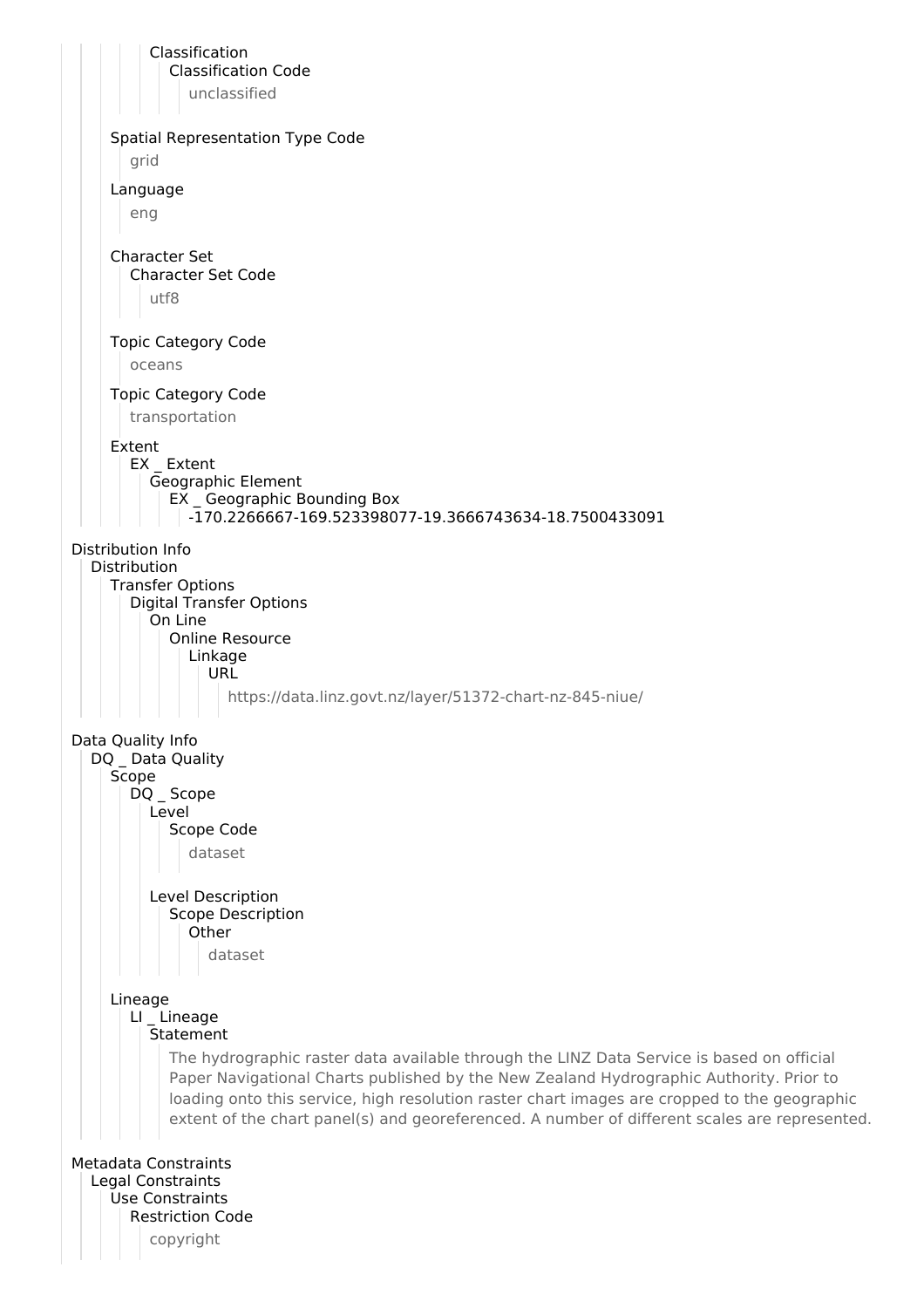Classification
Classification Code
unclassified

Spatial Representation Type Code
grid

Language
eng

Character Set
Character Set Code
utf8

Topic Category Code
oceans

Topic Category Code
transportation

Extent
EX _ Extent
Geographic Element
EX _ Geographic Bounding Box
-170.2266667-169.523398077-19.3666743634-18.7500433091

Distribution Info
Distribution
Transfer Options
Digital Transfer Options
On Line
Online Resource
Linkage
URL
https://data.linz.govt.nz/layer/51372-chart-nz-845-niue/

Data Quality Info
DQ _ Data Quality
Scope
DQ _ Scope
Level
Scope Code
dataset

Level Description
Scope Description
Other
dataset

Lineage
LI _ Lineage
Statement
The hydrographic raster data available through the LINZ Data Service is based on official Paper Navigational Charts published by the New Zealand Hydrographic Authority. Prior to loading onto this service, high resolution raster chart images are cropped to the geographic extent of the chart panel(s) and georeferenced. A number of different scales are represented.

Metadata Constraints
Legal Constraints
Use Constraints
Restriction Code
copyright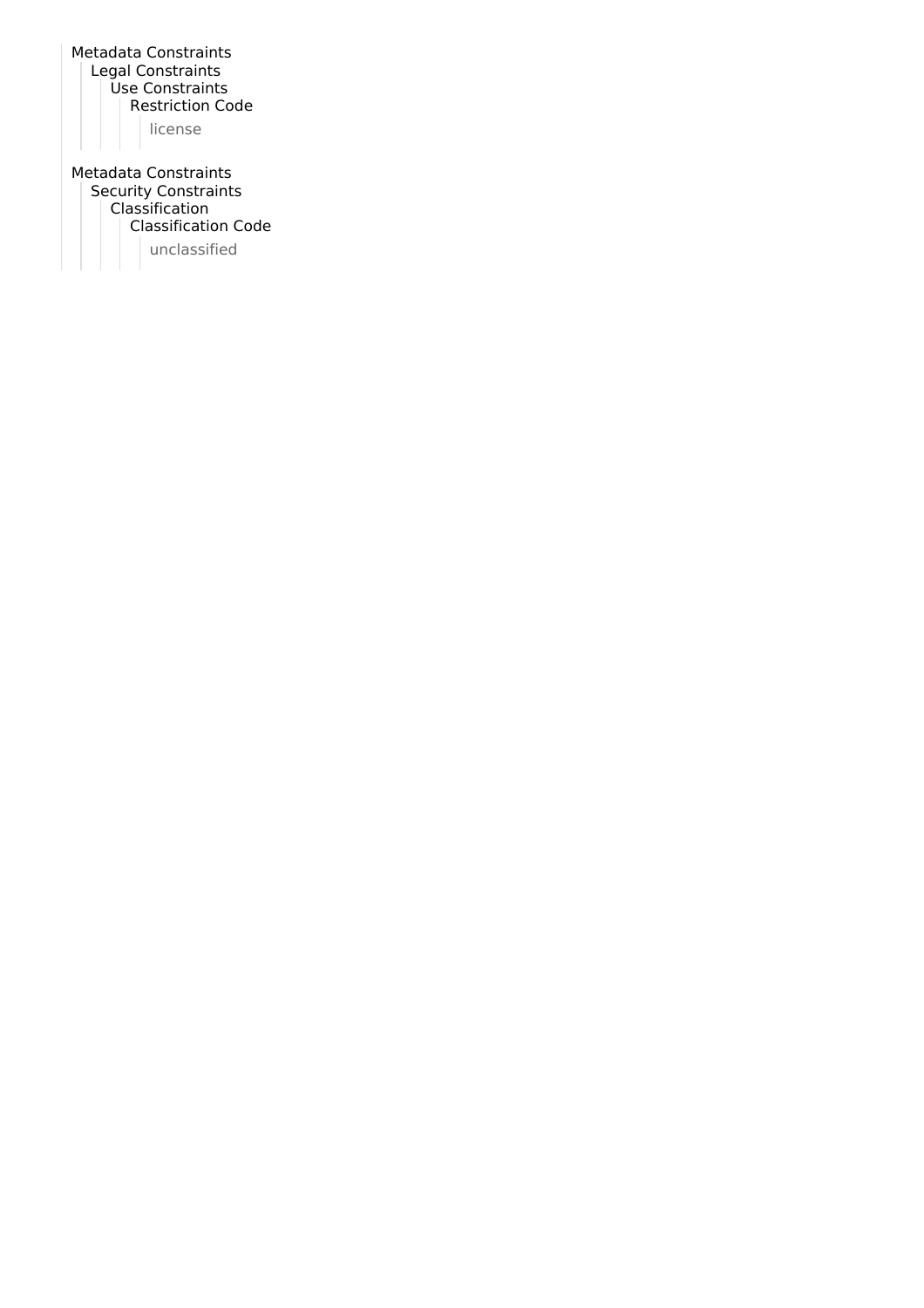Metadata Constraints
- Legal Constraints
  - Use Constraints
    - Restriction Code
      - license

Metadata Constraints
- Security Constraints
  - Classification
    - Classification Code
      - unclassified